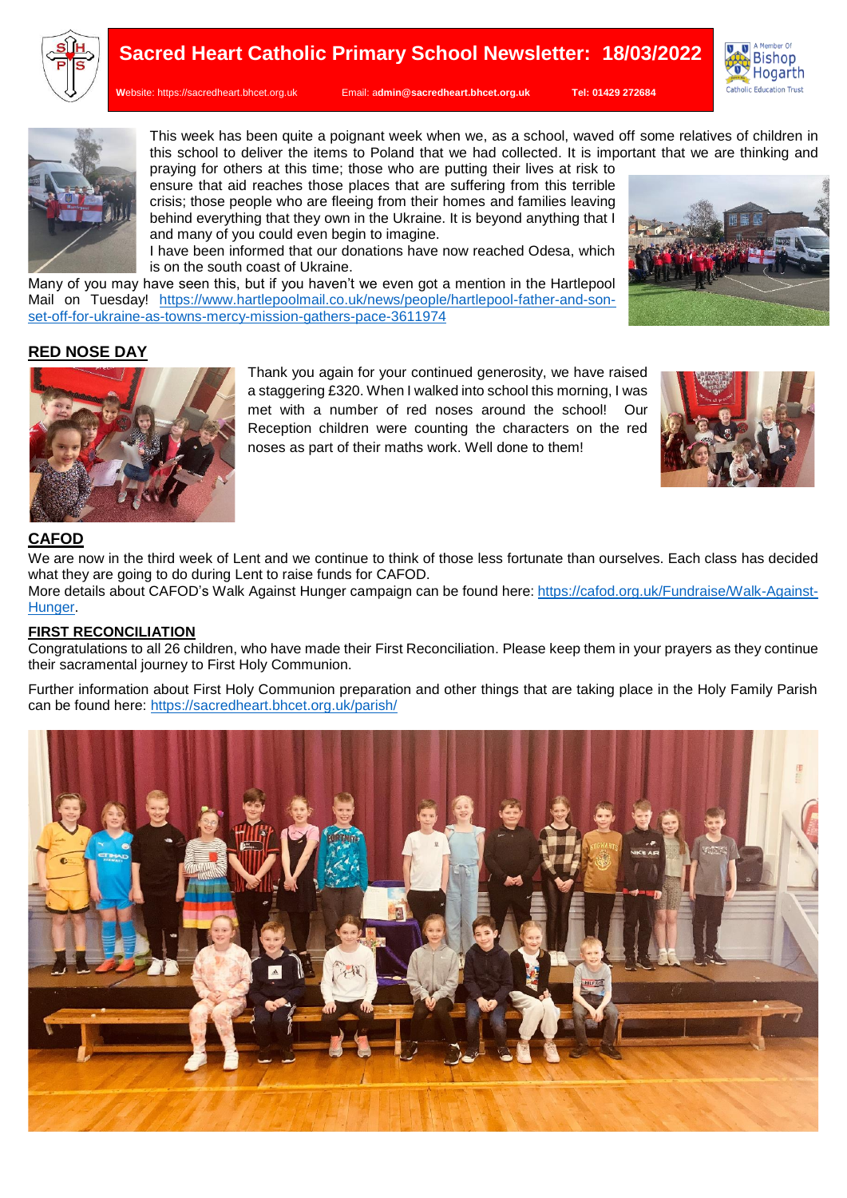# Sacred Heart Catholic Primary School Newsletter: 18/03/2022

Website: https://sacredheart.bhcet.org.uk Email: admin@sacredheart.bhcet.org.uk Tel: 01429 272684

This week has been quite a poignant week when we, as a school, waved off some relatives of children in this school to deliver the items to Poland that we had collected. It is important that we are thinking and praying for others at this time; those who are putting their lives at risk to ensure that aid reaches those places that are suffering from this terrible crisis; those people who are fleeing from their homes and families leaving behind everything that they own in the Ukraine. It is beyond anything that I and many of you could even begin to imagine.

I have been informed that our donations have now reached Odesa, which is on the south coast of Ukraine.

Many of you may have seen this, but if you haven't we even got a mention in the Hartlepool Mail on Tuesday! https://www.hartlepoolmail.co.uk/news/people/hartlepool-father-and-son-set-off-for-ukraine-as-towns-mercy-mission-gathers-pace-3611974

## RED NOSE DAY

Thank you again for your continued generosity, we have raised a staggering £320. When I walked into school this morning, I was met with a number of red noses around the school! Our Reception children were counting the characters on the red noses as part of their maths work. Well done to them!

## CAFOD

We are now in the third week of Lent and we continue to think of those less fortunate than ourselves. Each class has decided what they are going to do during Lent to raise funds for CAFOD.

More details about CAFOD's Walk Against Hunger campaign can be found here: https://cafod.org.uk/Fundraise/Walk-Against-Hunger.

## FIRST RECONCILIATION

Congratulations to all 26 children, who have made their First Reconciliation. Please keep them in your prayers as they continue their sacramental journey to First Holy Communion.

Further information about First Holy Communion preparation and other things that are taking place in the Holy Family Parish can be found here: https://sacredheart.bhcet.org.uk/parish/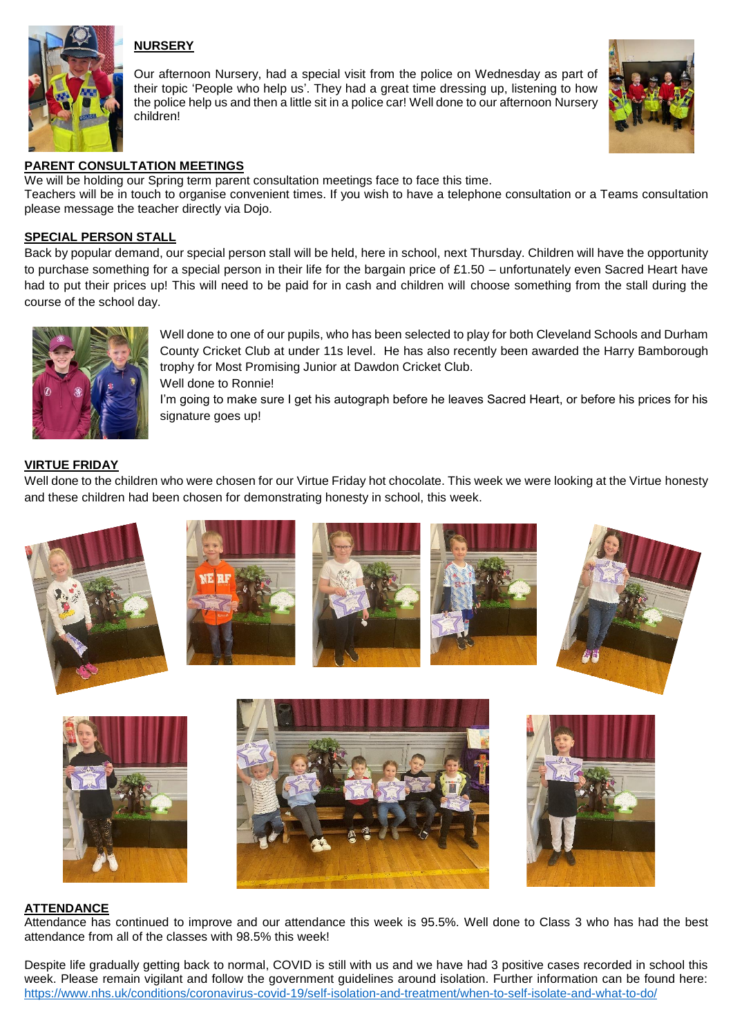## NURSERY

Our afternoon Nursery, had a special visit from the police on Wednesday as part of their topic 'People who help us'. They had a great time dressing up, listening to how the police help us and then a little sit in a police car! Well done to our afternoon Nursery children!

## PARENT CONSULTATION MEETINGS

We will be holding our Spring term parent consultation meetings face to face this time.
Teachers will be in touch to organise convenient times. If you wish to have a telephone consultation or a Teams consultation please message the teacher directly via Dojo.

## SPECIAL PERSON STALL

Back by popular demand, our special person stall will be held, here in school, next Thursday. Children will have the opportunity to purchase something for a special person in their life for the bargain price of £1.50 – unfortunately even Sacred Heart have had to put their prices up! This will need to be paid for in cash and children will choose something from the stall during the course of the school day.

Well done to one of our pupils, who has been selected to play for both Cleveland Schools and Durham County Cricket Club at under 11s level. He has also recently been awarded the Harry Bamborough trophy for Most Promising Junior at Dawdon Cricket Club.
Well done to Ronnie!
I'm going to make sure I get his autograph before he leaves Sacred Heart, or before his prices for his signature goes up!

## VIRTUE FRIDAY

Well done to the children who were chosen for our Virtue Friday hot chocolate. This week we were looking at the Virtue honesty and these children had been chosen for demonstrating honesty in school, this week.

## ATTENDANCE

Attendance has continued to improve and our attendance this week is 95.5%. Well done to Class 3 who has had the best attendance from all of the classes with 98.5% this week!

Despite life gradually getting back to normal, COVID is still with us and we have had 3 positive cases recorded in school this week. Please remain vigilant and follow the government guidelines around isolation. Further information can be found here: https://www.nhs.uk/conditions/coronavirus-covid-19/self-isolation-and-treatment/when-to-self-isolate-and-what-to-do/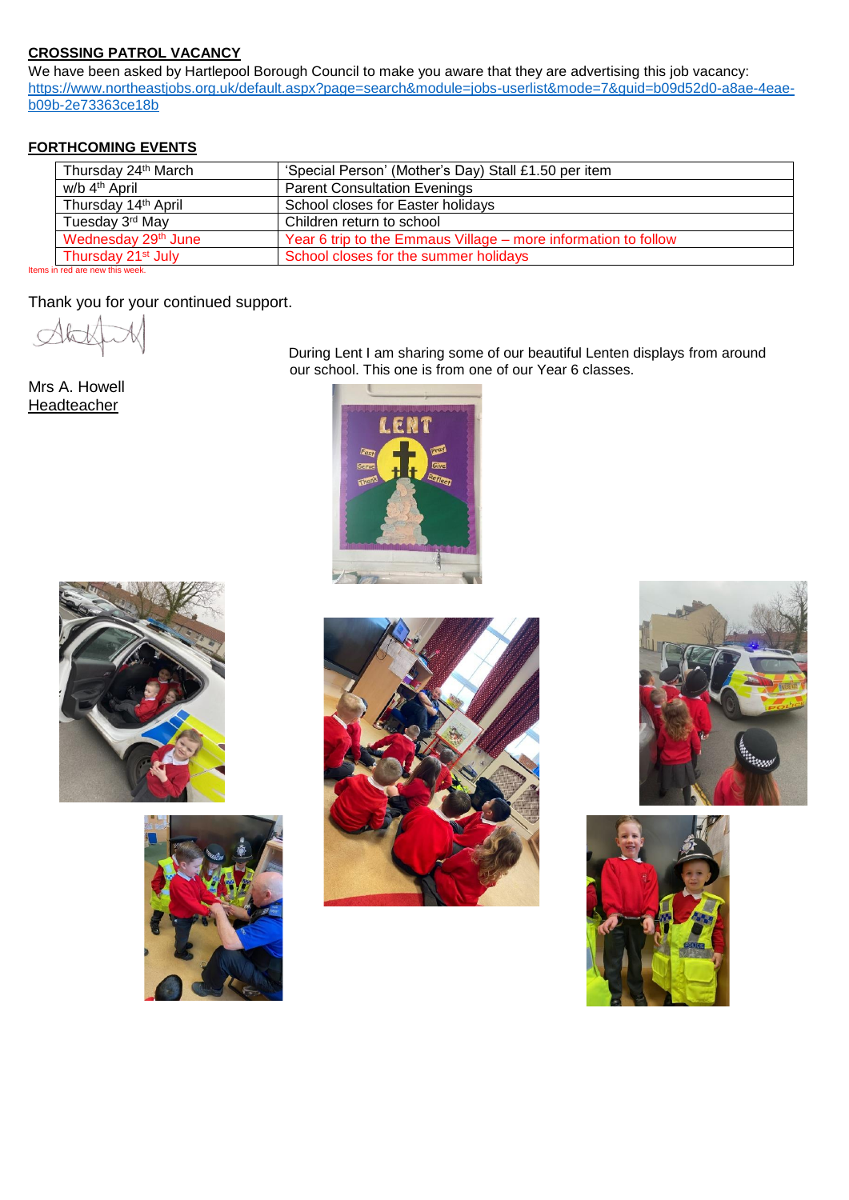**CROSSING PATROL VACANCY**

We have been asked by Hartlepool Borough Council to make you aware that they are advertising this job vacancy: https://www.northeastjobs.org.uk/default.aspx?page=search&module=jobs-userlist&mode=7&guid=b09d52d0-a8ae-4eae-b09b-2e73363ce18b

**FORTHCOMING EVENTS**

| | |
|---|---|
| Thursday 24th March | 'Special Person' (Mother's Day) Stall £1.50 per item |
| w/b 4th April | Parent Consultation Evenings |
| Thursday 14th April | School closes for Easter holidays |
| Tuesday 3rd May | Children return to school |
| Wednesday 29th June | Year 6 trip to the Emmaus Village – more information to follow |
| Thursday 21st July | School closes for the summer holidays |

Items in red are new this week.

Thank you for your continued support.

Mrs A. Howell
Headteacher

During Lent I am sharing some of our beautiful Lenten displays from around our school. This one is from one of our Year 6 classes.